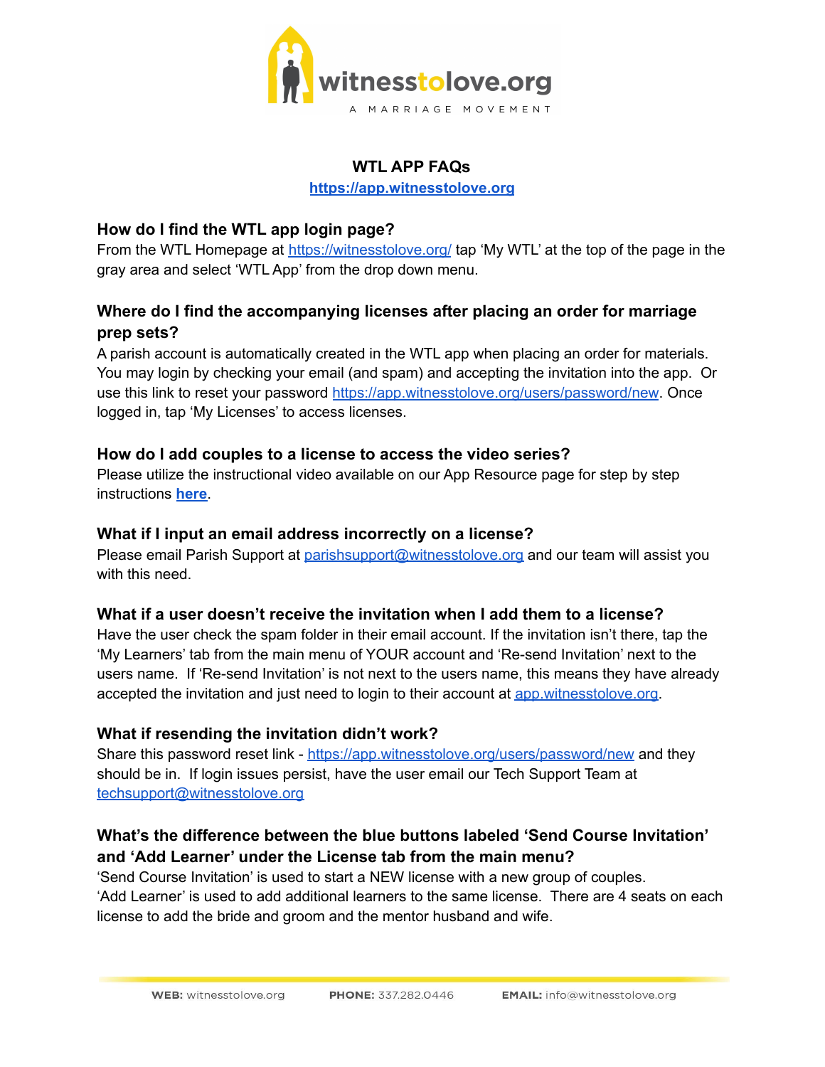# WTL APP FAQs

[https://app.witnesstolove.org](https://app.witnesstolove.org)

### How do I find the WTL app login page?

From the WTL Homepage at [https://witnesstolove.org/](https://witnesstolove.org/) tap 'My WTL' at the top of the page in the gray area and select 'WTL App' from the drop down menu.

### Where do I find the accompanying licenses after placing an order for marriage prep sets?

A parish account is automatically created in the WTL app when placing an order for materials. You may login by checking your email (and spam) and accepting the invitation into the app. Or use this link to reset your password [https://app.witnesstolove.org/users/password/new](https://app.witnesstolove.org/users/password/new). Once logged in, tap 'My Licenses' to access licenses.

### How do I add couples to a license to access the video series?

Please utilize the instructional video available on our App Resource page for step by step instructions **here**.

### What if I input an email address incorrectly on a license?

Please email Parish Support at parishsupport@witnesstolove.org and our team will assist you with this need.

### What if a user doesn't receive the invitation when I add them to a license?

Have the user check the spam folder in their email account. If the invitation isn't there, tap the 'My Learners' tab from the main menu of YOUR account and 'Re-send Invitation' next to the users name. If 'Re-send Invitation' is not next to the users name, this means they have already accepted the invitation and just need to login to their account at [app.witnesstolove.org](https://app.witnesstolove.org).

### What if resending the invitation didn't work?

Share this password reset link - [https://app.witnesstolove.org/users/password/new](https://app.witnesstolove.org/users/password/new) and they should be in. If login issues persist, have the user email our Tech Support Team at techsupport@witnesstolove.org

### What's the difference between the blue buttons labeled 'Send Course Invitation' and 'Add Learner' under the License tab from the main menu?

'Send Course Invitation' is used to start a NEW license with a new group of couples.
'Add Learner' is used to add additional learners to the same license. There are 4 seats on each license to add the bride and groom and the mentor husband and wife.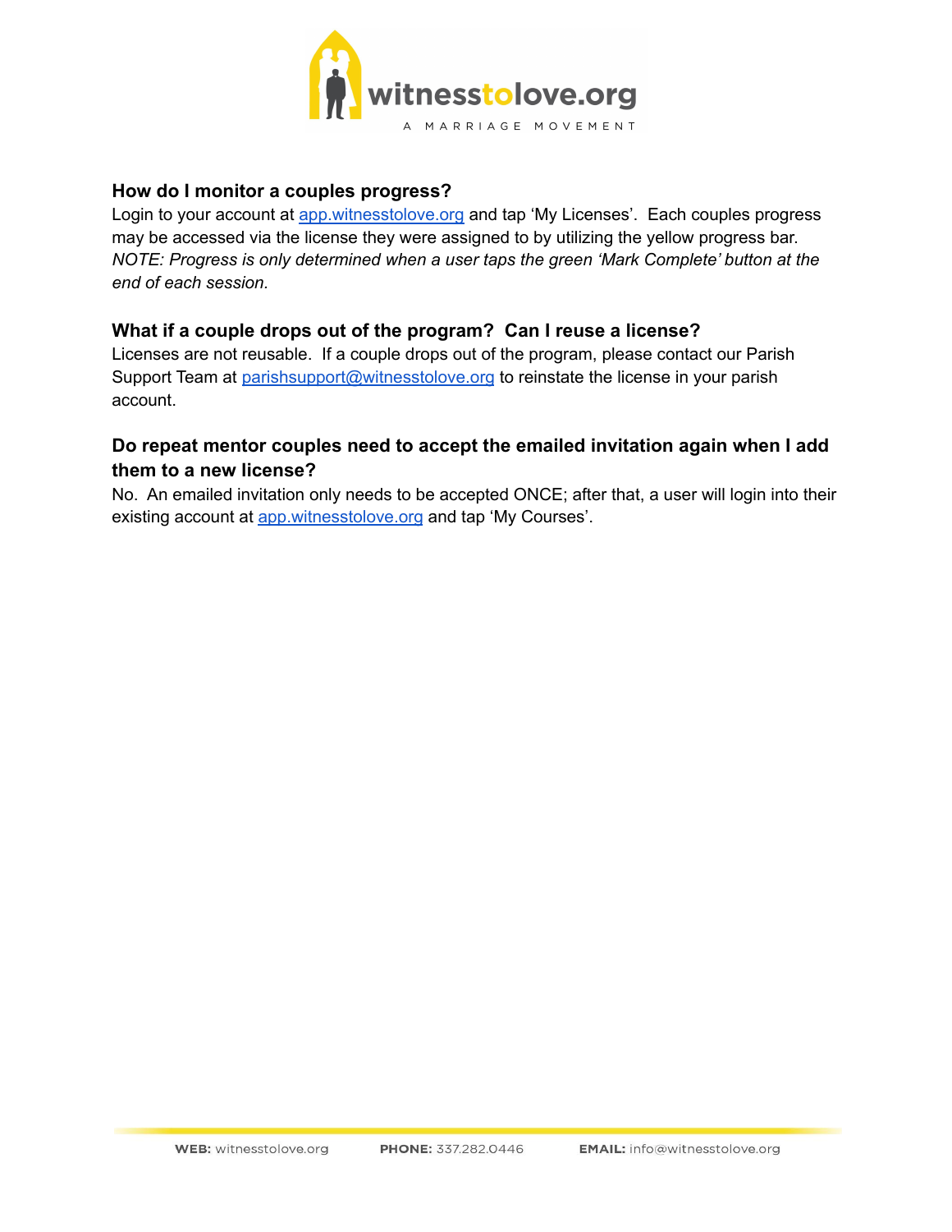### How do I monitor a couples progress?

Login to your account at [app.witnesstolove.org](app.witnesstolove.org) and tap 'My Licenses'. Each couples progress may be accessed via the license they were assigned to by utilizing the yellow progress bar. *NOTE: Progress is only determined when a user taps the green 'Mark Complete' button at the end of each session.*

### What if a couple drops out of the program? Can I reuse a license?

Licenses are not reusable. If a couple drops out of the program, please contact our Parish Support Team at [parishsupport@witnesstolove.org](mailto:parishsupport@witnesstolove.org) to reinstate the license in your parish account.

### Do repeat mentor couples need to accept the emailed invitation again when I add them to a new license?

No. An emailed invitation only needs to be accepted ONCE; after that, a user will login into their existing account at [app.witnesstolove.org](app.witnesstolove.org) and tap 'My Courses'.